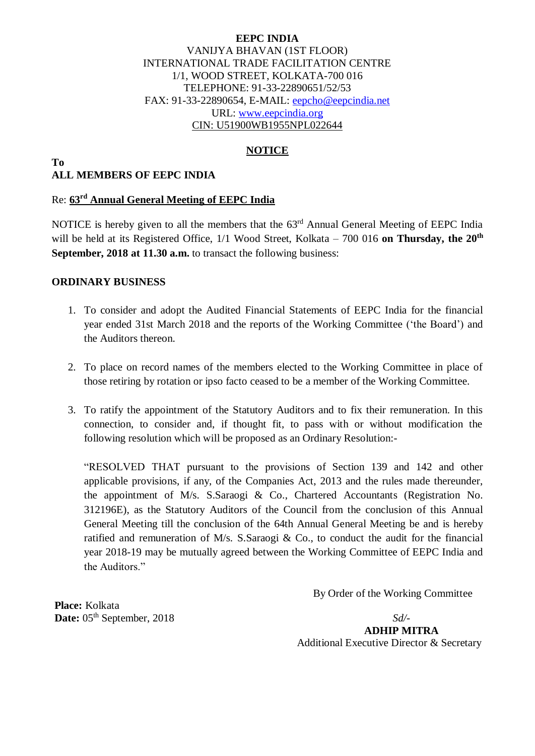**EEPC INDIA**
VANIJYA BHAVAN (1ST FLOOR)
INTERNATIONAL TRADE FACILITATION CENTRE
1/1, WOOD STREET, KOLKATA-700 016
TELEPHONE: 91-33-22890651/52/53
FAX: 91-33-22890654, E-MAIL: eepcho@eepcindia.net
URL: www.eepcindia.org
CIN: U51900WB1955NPL022644

## NOTICE

**To**
**ALL MEMBERS OF EEPC INDIA**

Re: **63rd Annual General Meeting of EEPC India**

NOTICE is hereby given to all the members that the 63rd Annual General Meeting of EEPC India will be held at its Registered Office, 1/1 Wood Street, Kolkata – 700 016 **on Thursday, the 20th September, 2018 at 11.30 a.m.** to transact the following business:

**ORDINARY BUSINESS**

1. To consider and adopt the Audited Financial Statements of EEPC India for the financial year ended 31st March 2018 and the reports of the Working Committee ('the Board') and the Auditors thereon.

2. To place on record names of the members elected to the Working Committee in place of those retiring by rotation or ipso facto ceased to be a member of the Working Committee.

3. To ratify the appointment of the Statutory Auditors and to fix their remuneration. In this connection, to consider and, if thought fit, to pass with or without modification the following resolution which will be proposed as an Ordinary Resolution:-

   "RESOLVED THAT pursuant to the provisions of Section 139 and 142 and other applicable provisions, if any, of the Companies Act, 2013 and the rules made thereunder, the appointment of M/s. S.Saraogi & Co., Chartered Accountants (Registration No. 312196E), as the Statutory Auditors of the Council from the conclusion of this Annual General Meeting till the conclusion of the 64th Annual General Meeting be and is hereby ratified and remuneration of M/s. S.Saraogi & Co., to conduct the audit for the financial year 2018-19 may be mutually agreed between the Working Committee of EEPC India and the Auditors."

By Order of the Working Committee

**Place:** Kolkata
**Date:** 05th September, 2018

*Sd/-*
**ADHIP MITRA**
Additional Executive Director & Secretary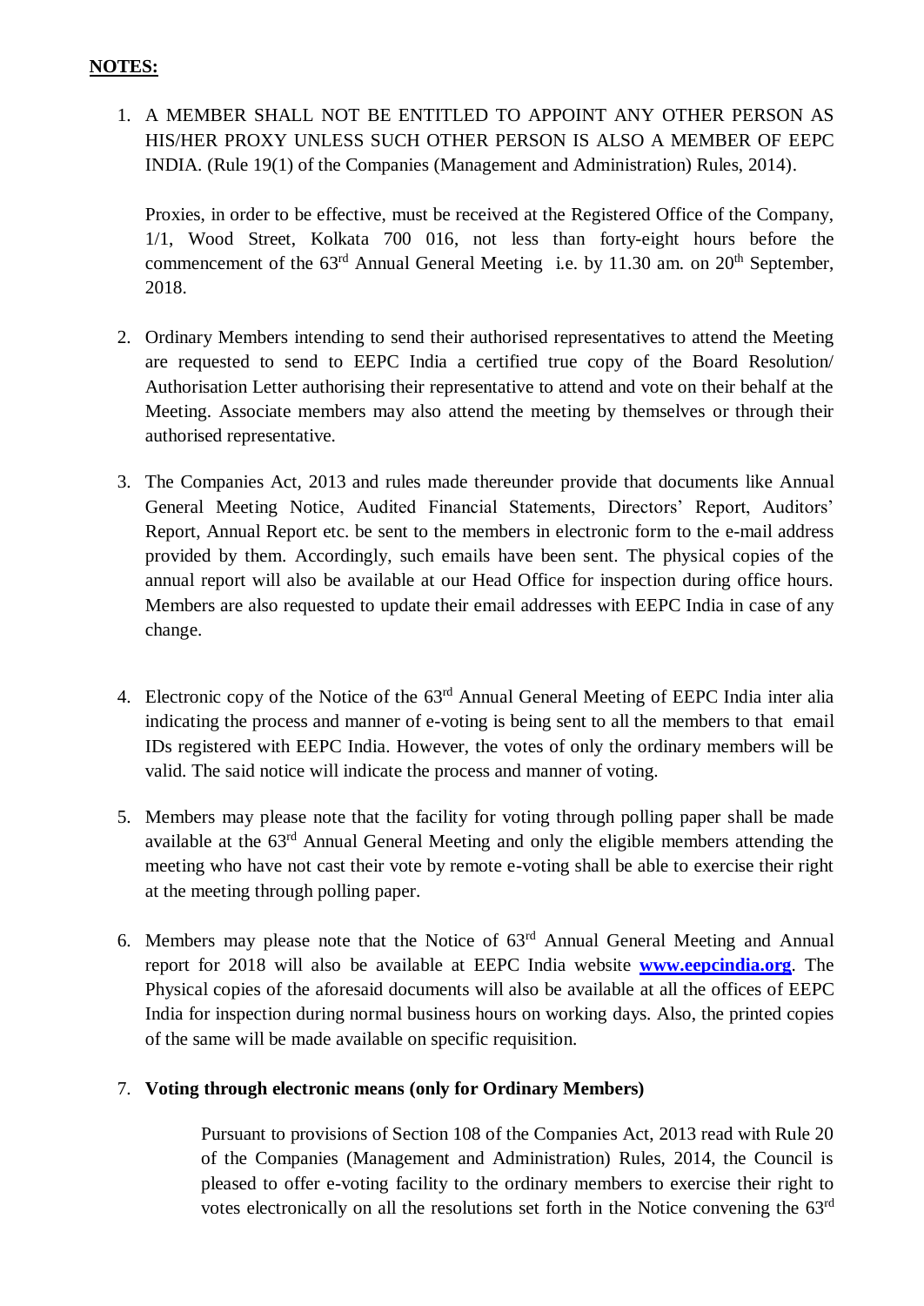**NOTES:**

1. A MEMBER SHALL NOT BE ENTITLED TO APPOINT ANY OTHER PERSON AS HIS/HER PROXY UNLESS SUCH OTHER PERSON IS ALSO A MEMBER OF EEPC INDIA. (Rule 19(1) of the Companies (Management and Administration) Rules, 2014).

   Proxies, in order to be effective, must be received at the Registered Office of the Company, 1/1, Wood Street, Kolkata 700 016, not less than forty-eight hours before the commencement of the 63rd Annual General Meeting i.e. by 11.30 am. on 20th September, 2018.

2. Ordinary Members intending to send their authorised representatives to attend the Meeting are requested to send to EEPC India a certified true copy of the Board Resolution/ Authorisation Letter authorising their representative to attend and vote on their behalf at the Meeting. Associate members may also attend the meeting by themselves or through their authorised representative.

3. The Companies Act, 2013 and rules made thereunder provide that documents like Annual General Meeting Notice, Audited Financial Statements, Directors' Report, Auditors' Report, Annual Report etc. be sent to the members in electronic form to the e-mail address provided by them. Accordingly, such emails have been sent. The physical copies of the annual report will also be available at our Head Office for inspection during office hours. Members are also requested to update their email addresses with EEPC India in case of any change.

4. Electronic copy of the Notice of the 63rd Annual General Meeting of EEPC India inter alia indicating the process and manner of e-voting is being sent to all the members to that email IDs registered with EEPC India. However, the votes of only the ordinary members will be valid. The said notice will indicate the process and manner of voting.

5. Members may please note that the facility for voting through polling paper shall be made available at the 63rd Annual General Meeting and only the eligible members attending the meeting who have not cast their vote by remote e-voting shall be able to exercise their right at the meeting through polling paper.

6. Members may please note that the Notice of 63rd Annual General Meeting and Annual report for 2018 will also be available at EEPC India website **www.eepcindia.org**. The Physical copies of the aforesaid documents will also be available at all the offices of EEPC India for inspection during normal business hours on working days. Also, the printed copies of the same will be made available on specific requisition.

7. **Voting through electronic means (only for Ordinary Members)**

   Pursuant to provisions of Section 108 of the Companies Act, 2013 read with Rule 20 of the Companies (Management and Administration) Rules, 2014, the Council is pleased to offer e-voting facility to the ordinary members to exercise their right to votes electronically on all the resolutions set forth in the Notice convening the 63rd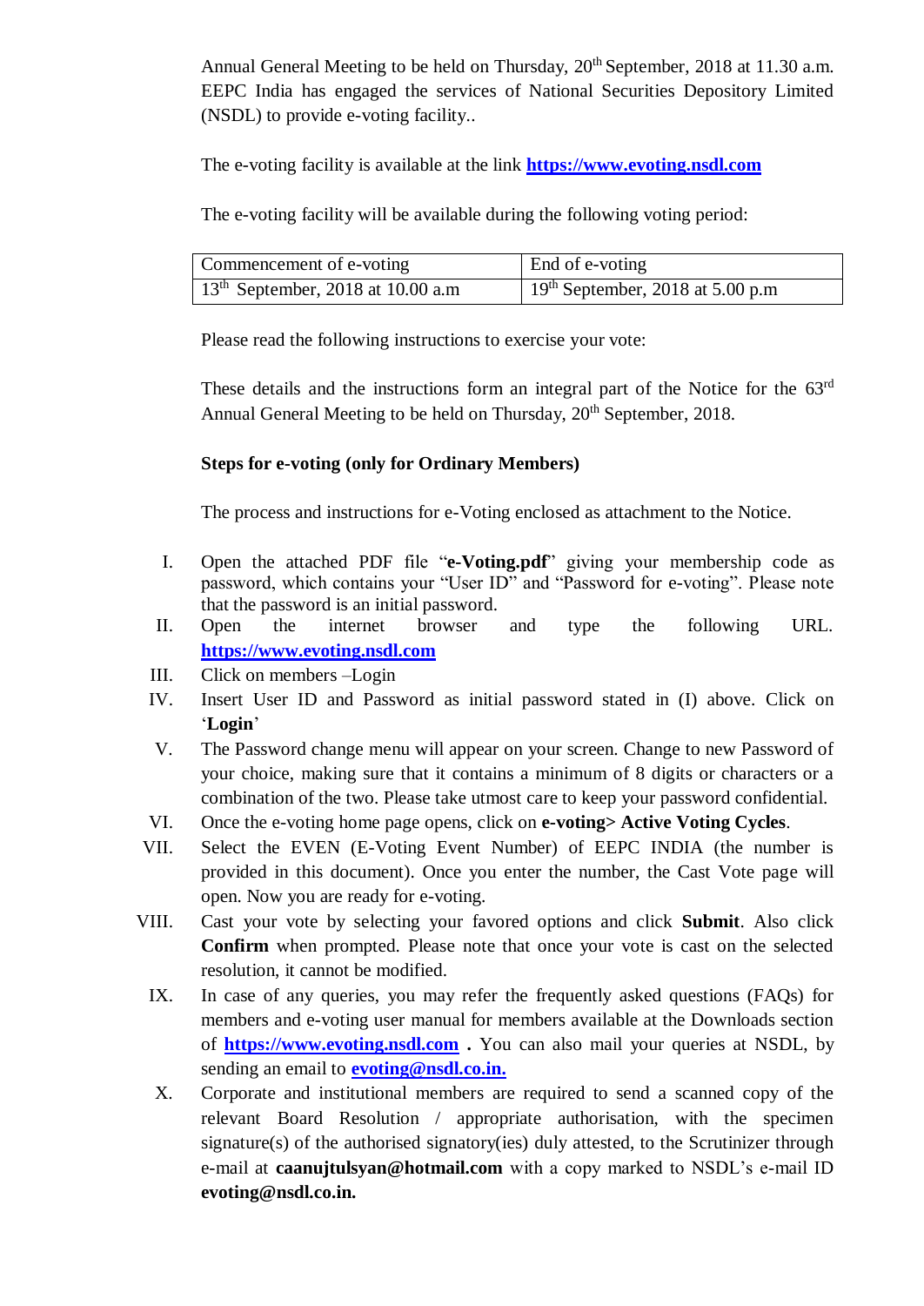Annual General Meeting to be held on Thursday, 20th September, 2018 at 11.30 a.m. EEPC India has engaged the services of National Securities Depository Limited (NSDL) to provide e-voting facility..

The e-voting facility is available at the link **https://www.evoting.nsdl.com**

The e-voting facility will be available during the following voting period:

| Commencement of e-voting | End of e-voting |
|---|---|
| 13th September, 2018 at 10.00 a.m | 19th September, 2018 at 5.00 p.m |

Please read the following instructions to exercise your vote:

These details and the instructions form an integral part of the Notice for the 63rd Annual General Meeting to be held on Thursday, 20th September, 2018.

**Steps for e-voting (only for Ordinary Members)**

The process and instructions for e-Voting enclosed as attachment to the Notice.

I. Open the attached PDF file "**e-Voting.pdf**" giving your membership code as password, which contains your "User ID" and "Password for e-voting". Please note that the password is an initial password.

II. Open the internet browser and type the following URL. **https://www.evoting.nsdl.com**

III. Click on members –Login

IV. Insert User ID and Password as initial password stated in (I) above. Click on '**Login**'

V. The Password change menu will appear on your screen. Change to new Password of your choice, making sure that it contains a minimum of 8 digits or characters or a combination of the two. Please take utmost care to keep your password confidential.

VI. Once the e-voting home page opens, click on **e-voting> Active Voting Cycles**.

VII. Select the EVEN (E-Voting Event Number) of EEPC INDIA (the number is provided in this document). Once you enter the number, the Cast Vote page will open. Now you are ready for e-voting.

VIII. Cast your vote by selecting your favored options and click **Submit**. Also click **Confirm** when prompted. Please note that once your vote is cast on the selected resolution, it cannot be modified.

IX. In case of any queries, you may refer the frequently asked questions (FAQs) for members and e-voting user manual for members available at the Downloads section of **https://www.evoting.nsdl.com** **.** You can also mail your queries at NSDL, by sending an email to **evoting@nsdl.co.in.**

X. Corporate and institutional members are required to send a scanned copy of the relevant Board Resolution / appropriate authorisation, with the specimen signature(s) of the authorised signatory(ies) duly attested, to the Scrutinizer through e-mail at **caanujtulsyan@hotmail.com** with a copy marked to NSDL's e-mail ID **evoting@nsdl.co.in.**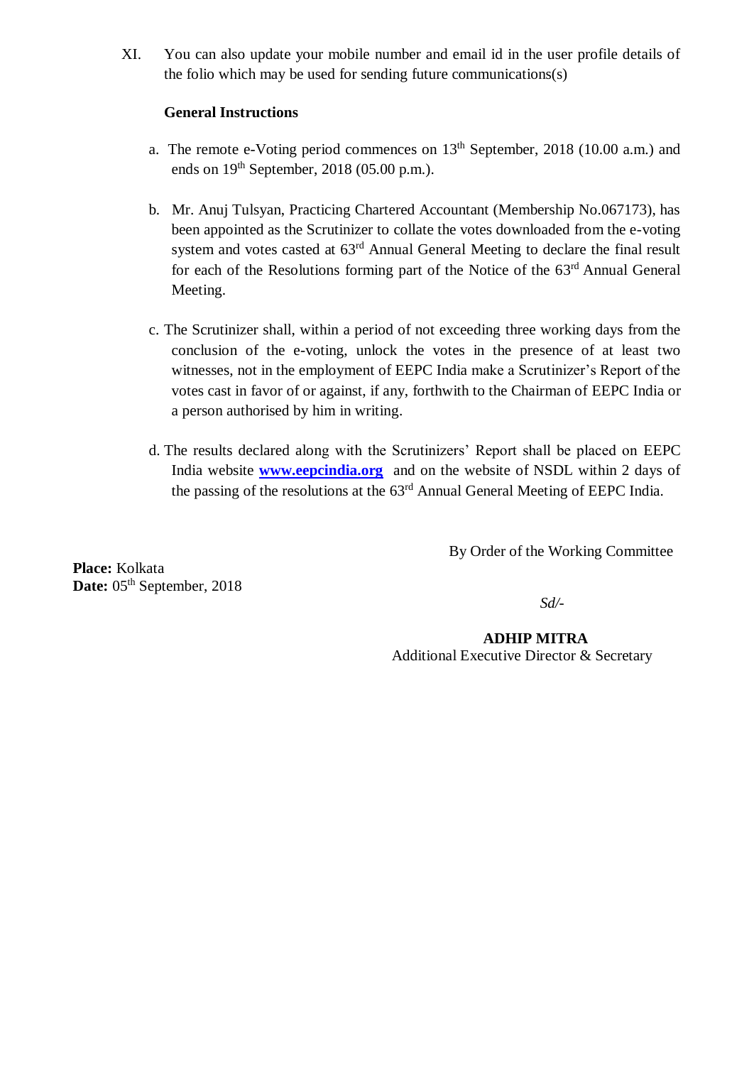XI. You can also update your mobile number and email id in the user profile details of the folio which may be used for sending future communications(s)

**General Instructions**

a. The remote e-Voting period commences on 13th September, 2018 (10.00 a.m.) and ends on 19th September, 2018 (05.00 p.m.).

b. Mr. Anuj Tulsyan, Practicing Chartered Accountant (Membership No.067173), has been appointed as the Scrutinizer to collate the votes downloaded from the e-voting system and votes casted at 63rd Annual General Meeting to declare the final result for each of the Resolutions forming part of the Notice of the 63rd Annual General Meeting.

c. The Scrutinizer shall, within a period of not exceeding three working days from the conclusion of the e-voting, unlock the votes in the presence of at least two witnesses, not in the employment of EEPC India make a Scrutinizer's Report of the votes cast in favor of or against, if any, forthwith to the Chairman of EEPC India or a person authorised by him in writing.

d. The results declared along with the Scrutinizers' Report shall be placed on EEPC India website **www.eepcindia.org** and on the website of NSDL within 2 days of the passing of the resolutions at the 63rd Annual General Meeting of EEPC India.

By Order of the Working Committee

**Place:** Kolkata
**Date:** 05th September, 2018

*Sd/-*

**ADHIP MITRA**
Additional Executive Director & Secretary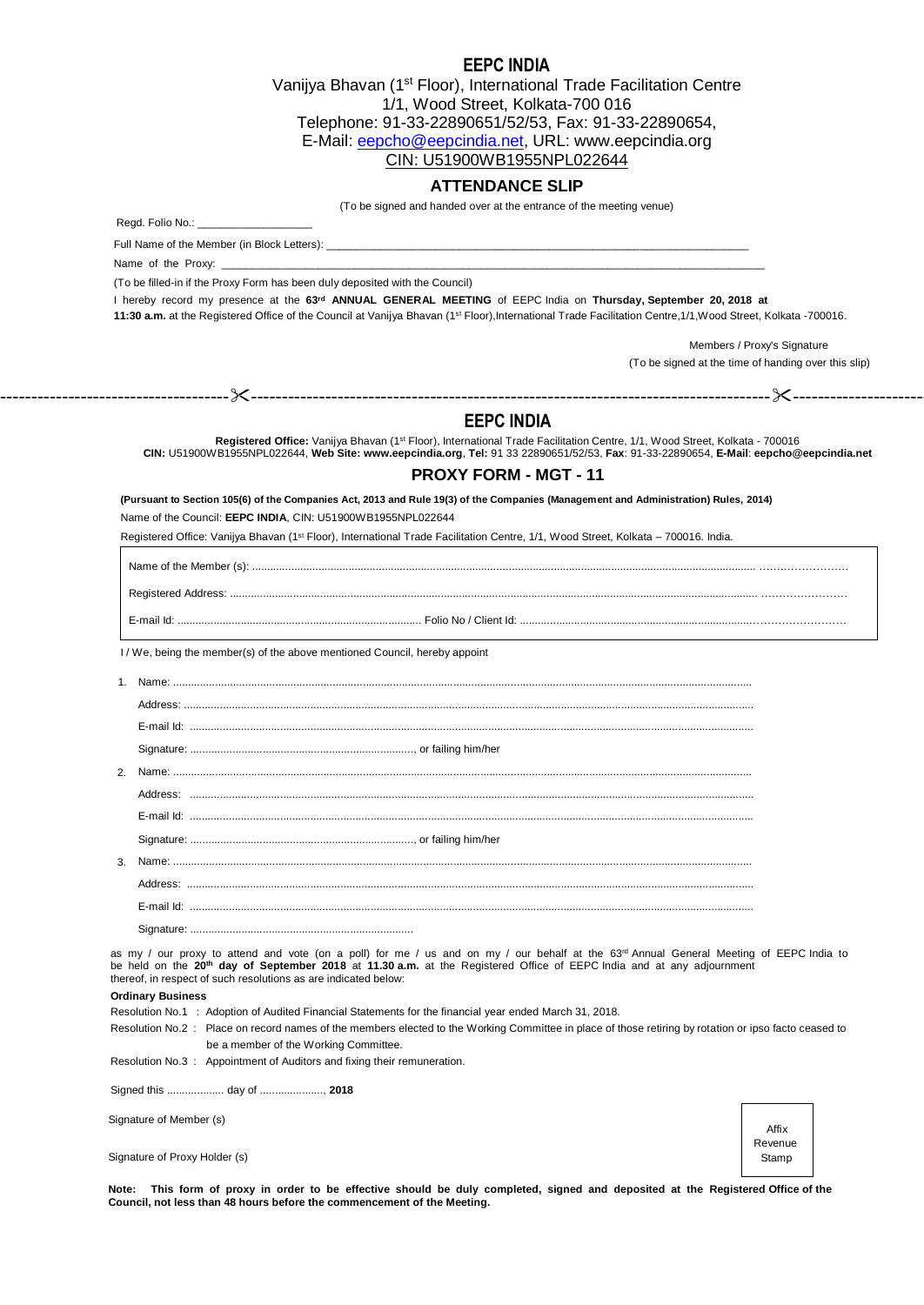# EEPC INDIA

Vanijya Bhavan (1st Floor), International Trade Facilitation Centre
1/1, Wood Street, Kolkata-700 016
Telephone: 91-33-22890651/52/53, Fax: 91-33-22890654,
E-Mail: eepcho@eepcindia.net, URL: www.eepcindia.org
CIN: U51900WB1955NPL022644

## ATTENDANCE SLIP

(To be signed and handed over at the entrance of the meeting venue)

Regd. Folio No.: ___________________

Full Name of the Member (in Block Letters): ___________________________________________________________________________

Name of the Proxy: ___________________________________________________________________________________________

(To be filled-in if the Proxy Form has been duly deposited with the Council)

I hereby record my presence at the **63rd ANNUAL GENERAL MEETING** of EEPC India on **Thursday, September 20, 2018 at 11:30 a.m.** at the Registered Office of the Council at Vanijya Bhavan (1st Floor),International Trade Facilitation Centre,1/1,Wood Street, Kolkata -700016.

Members / Proxy's Signature
(To be signed at the time of handing over this slip)

---

# EEPC INDIA

**Registered Office:** Vanijya Bhavan (1st Floor), International Trade Facilitation Centre, 1/1, Wood Street, Kolkata - 700016
**CIN:** U51900WB1955NPL022644, **Web Site: www.eepcindia.org**, **Tel:** 91 33 22890651/52/53, **Fax**: 91-33-22890654, **E-Mail**: **eepcho@eepcindia.net**

## PROXY FORM - MGT - 11

**(Pursuant to Section 105(6) of the Companies Act, 2013 and Rule 19(3) of the Companies (Management and Administration) Rules, 2014)**

Name of the Council: **EEPC INDIA**, CIN: U51900WB1955NPL022644

Registered Office: Vanijya Bhavan (1st Floor), International Trade Facilitation Centre, 1/1, Wood Street, Kolkata – 700016. India.

Name of the Member (s): .......................................................................................................................................................

Registered Address: .............................................................................................................................................................

E-mail Id: ................................................................................. Folio No / Client Id: ...........................................................................

I / We, being the member(s) of the above mentioned Council, hereby appoint

1. Name: .................................................................................................................................................................................
   Address: .............................................................................................................................................................................
   E-mail Id: ............................................................................................................................................................................
   Signature: ........................................................................., or failing him/her
2. Name: .................................................................................................................................................................................
   Address: .............................................................................................................................................................................
   E-mail Id: ............................................................................................................................................................................
   Signature: ........................................................................., or failing him/her
3. Name: .................................................................................................................................................................................
   Address: .............................................................................................................................................................................
   E-mail Id: ............................................................................................................................................................................
   Signature: .........................................................................

as my / our proxy to attend and vote (on a poll) for me / us and on my / our behalf at the 63rd Annual General Meeting of EEPC India to be held on the **20th day of September 2018** at **11.30 a.m.** at the Registered Office of EEPC India and at any adjournment thereof, in respect of such resolutions as are indicated below:

**Ordinary Business**

Resolution No.1 : Adoption of Audited Financial Statements for the financial year ended March 31, 2018.

Resolution No.2 : Place on record names of the members elected to the Working Committee in place of those retiring by rotation or ipso facto ceased to be a member of the Working Committee.

Resolution No.3 : Appointment of Auditors and fixing their remuneration.

Signed this .................. day of ...................., **2018**

Signature of Member (s)

Signature of Proxy Holder (s)

Affix Revenue Stamp

**Note: This form of proxy in order to be effective should be duly completed, signed and deposited at the Registered Office of the Council, not less than 48 hours before the commencement of the Meeting.**